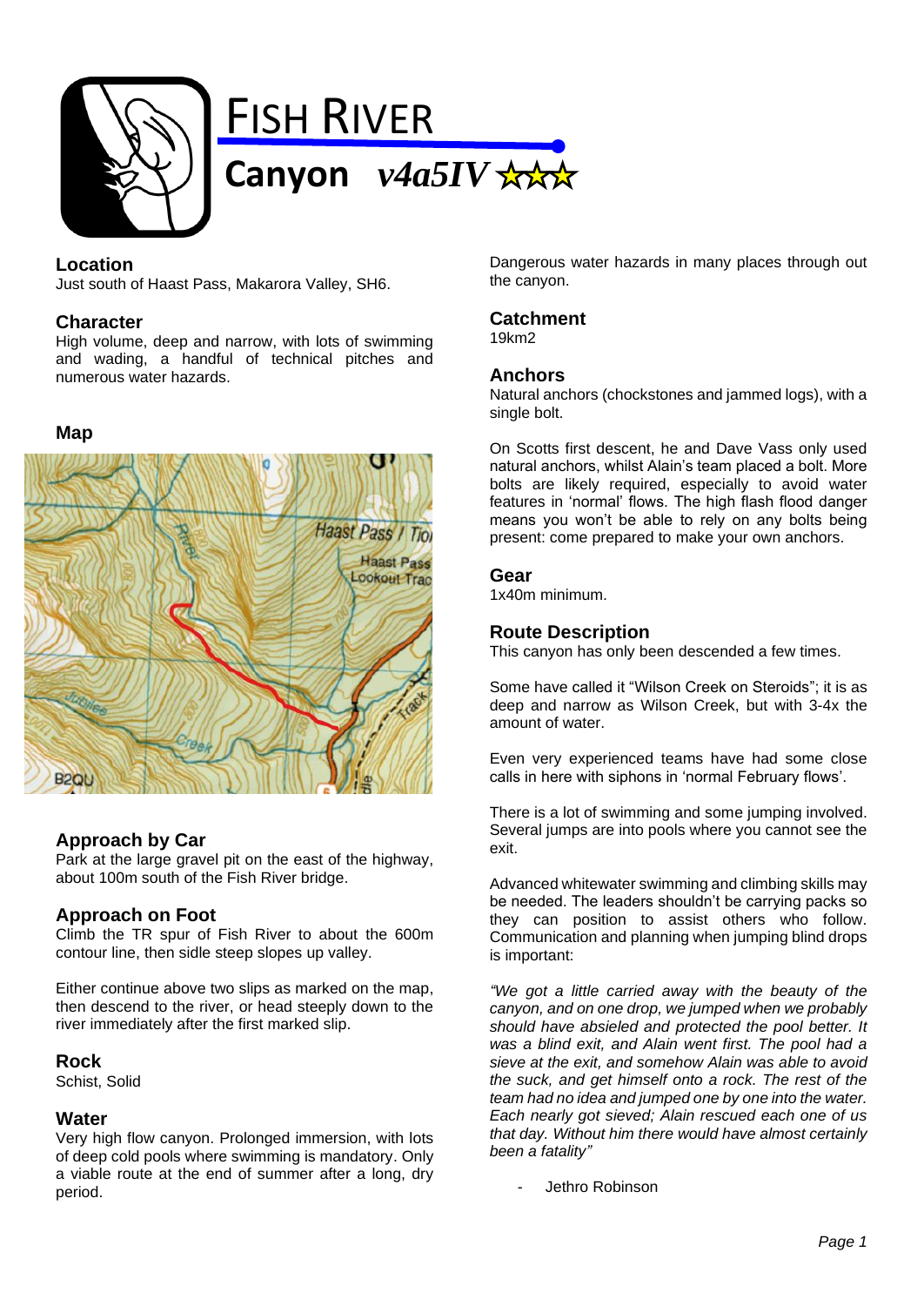# FISH RIVER

## Canyon *v4a5IV* ★★★

### Location
Just south of Haast Pass, Makarora Valley, SH6.

### Character
High volume, deep and narrow, with lots of swimming and wading, a handful of technical pitches and numerous water hazards.

### Map

### Approach by Car
Park at the large gravel pit on the east of the highway, about 100m south of the Fish River bridge.

### Approach on Foot
Climb the TR spur of Fish River to about the 600m contour line, then sidle steep slopes up valley.

Either continue above two slips as marked on the map, then descend to the river, or head steeply down to the river immediately after the first marked slip.

### Rock
Schist, Solid

### Water
Very high flow canyon. Prolonged immersion, with lots of deep cold pools where swimming is mandatory. Only a viable route at the end of summer after a long, dry period.

Dangerous water hazards in many places through out the canyon.

### Catchment
19km2

### Anchors
Natural anchors (chockstones and jammed logs), with a single bolt.

On Scotts first descent, he and Dave Vass only used natural anchors, whilst Alain's team placed a bolt. More bolts are likely required, especially to avoid water features in 'normal' flows. The high flash flood danger means you won't be able to rely on any bolts being present: come prepared to make your own anchors.

### Gear
1x40m minimum.

### Route Description
This canyon has only been descended a few times.

Some have called it "Wilson Creek on Steroids"; it is as deep and narrow as Wilson Creek, but with 3-4x the amount of water.

Even very experienced teams have had some close calls in here with siphons in 'normal February flows'.

There is a lot of swimming and some jumping involved. Several jumps are into pools where you cannot see the exit.

Advanced whitewater swimming and climbing skills may be needed. The leaders shouldn't be carrying packs so they can position to assist others who follow. Communication and planning when jumping blind drops is important:

*"We got a little carried away with the beauty of the canyon, and on one drop, we jumped when we probably should have abseiled and protected the pool better. It was a blind exit, and Alain went first. The pool had a sieve at the exit, and somehow Alain was able to avoid the suck, and get himself onto a rock. The rest of the team had no idea and jumped one by one into the water. Each nearly got sieved; Alain rescued each one of us that day. Without him there would have almost certainly been a fatality"*

- Jethro Robinson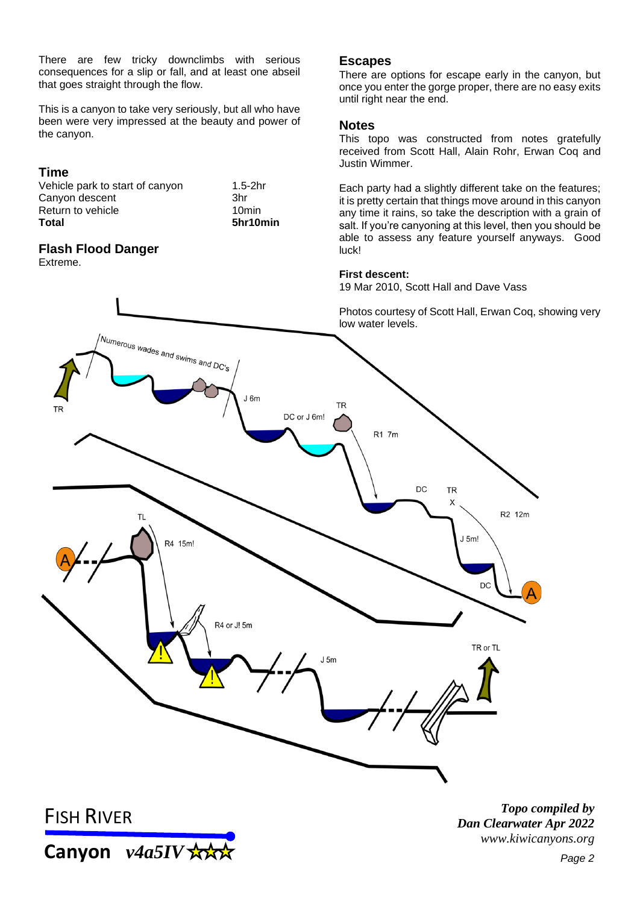There are few tricky downclimbs with serious consequences for a slip or fall, and at least one abseil that goes straight through the flow.

This is a canyon to take very seriously, but all who have been very impressed at the beauty and power of the canyon.

## Time

| | |
|---|---|
| Vehicle park to start of canyon | 1.5-2hr |
| Canyon descent | 3hr |
| Return to vehicle | 10min |
| **Total** | **5hr10min** |

## Flash Flood Danger

Extreme.

## Escapes

There are options for escape early in the canyon, but once you enter the gorge proper, there are no easy exits until right near the end.

## Notes

This topo was constructed from notes gratefully received from Scott Hall, Alain Rohr, Erwan Coq and Justin Wimmer.

Each party had a slightly different take on the features; it is pretty certain that things move around in this canyon any time it rains, so take the description with a grain of salt. If you're canyoning at this level, then you should be able to assess any feature yourself anyways. Good luck!

**First descent:**
19 Mar 2010, Scott Hall and Dave Vass

Photos courtesy of Scott Hall, Erwan Coq, showing very low water levels.

TR
Numerous wades and swims and DC's
J 6m
DC or J 6m!
TR
R1 7m
DC
TR
X
R2 12m
J 5m!
DC
A
TL
R4 15m!
A
R4 or J! 5m
J 5m
TR or TL

FISH RIVER

Canyon *v4a5IV* ☆☆☆

*Topo compiled by*
*Dan Clearwater Apr 2022*
*www.kiwicanyons.org*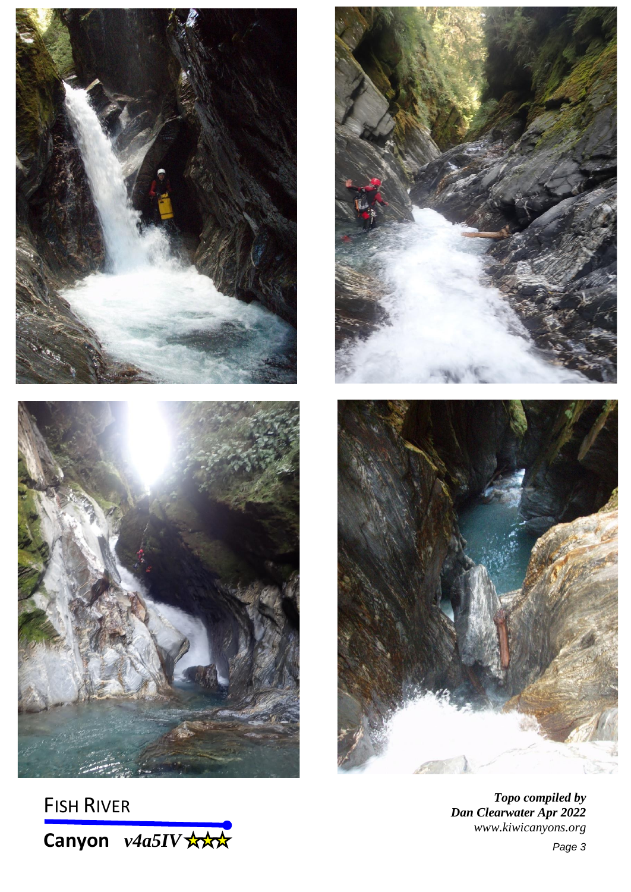FISH RIVER

**Canyon** *v4a5IV* ☆☆☆

***Topo compiled by***
***Dan Clearwater Apr 2022***
*www.kiwicanyons.org*